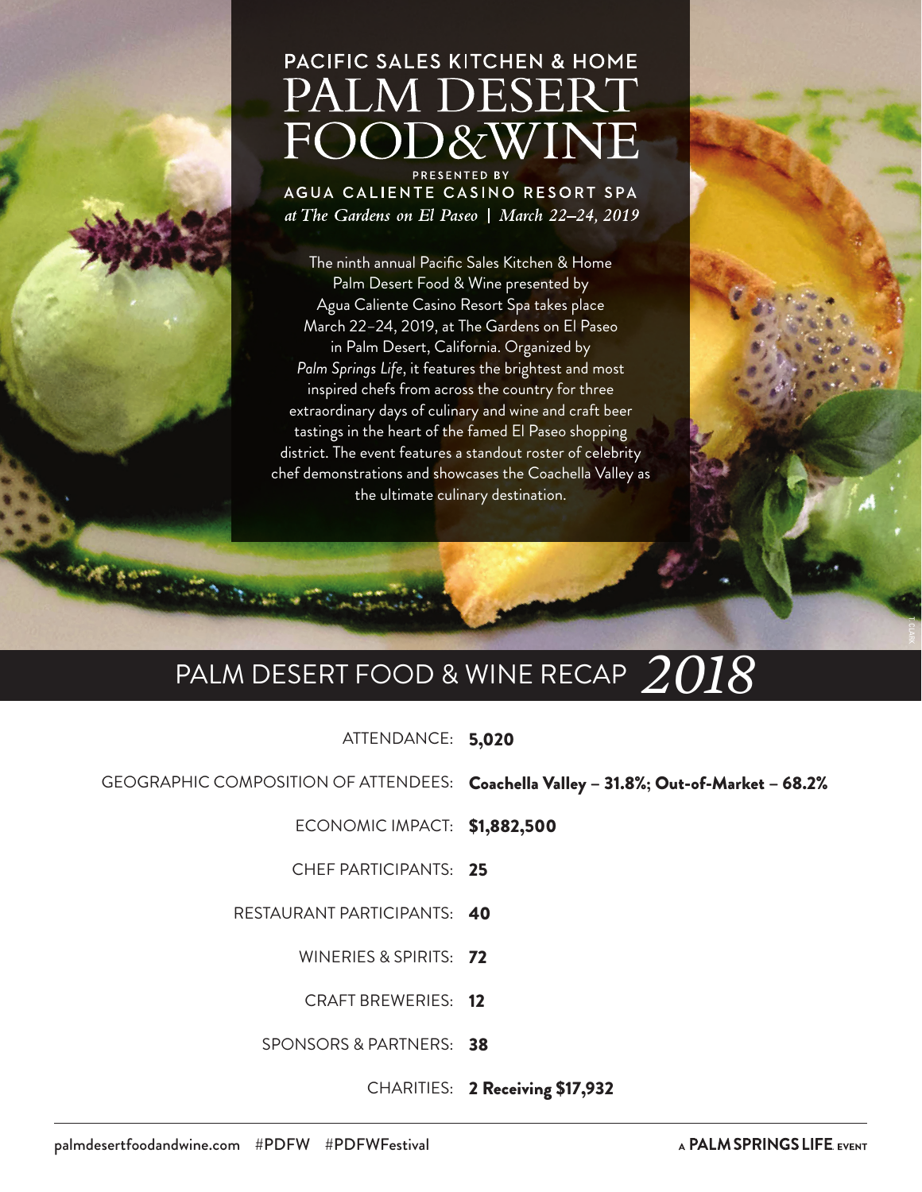PACIFIC SALES KITCHEN & HOME

# PALM DESERT FOOD&WINE

PRESENTED BY

AGUA CALIENTE CASINO RESORT SPA

*at The Gardens on El Paseo | March 22–24, 2019*

The ninth annual Pacific Sales Kitchen & Home Palm Desert Food & Wine presented by Agua Caliente Casino Resort Spa takes place March 22–24, 2019, at The Gardens on El Paseo in Palm Desert, California. Organized by *Palm Springs Life*, it features the brightest and most inspired chefs from across the country for three extraordinary days of culinary and wine and craft beer tastings in the heart of the famed El Paseo shopping district. The event features a standout roster of celebrity chef demonstrations and showcases the Coachella Valley as the ultimate culinary destination.

## PALM DESERT FOOD & WINE RECAP *2018*

ATTENDANCE: **5,020**

GEOGRAPHIC COMPOSITION OF ATTENDEES: **Coachella Valley – 31.8%; Out-of-Market – 68.2%**

ECONOMIC IMPACT: **$1,882,500**

CHEF PARTICIPANTS: **25**

RESTAURANT PARTICIPANTS: **40**

WINERIES & SPIRITS: **72**

CRAFT BREWERIES: **12**

SPONSORS & PARTNERS: **38**

CHARITIES: **2 Receiving $17,932**

palmdesertfoodandwine.com #PDFW #PDFWFestival

A **PALM SPRINGS LIFE** EVENT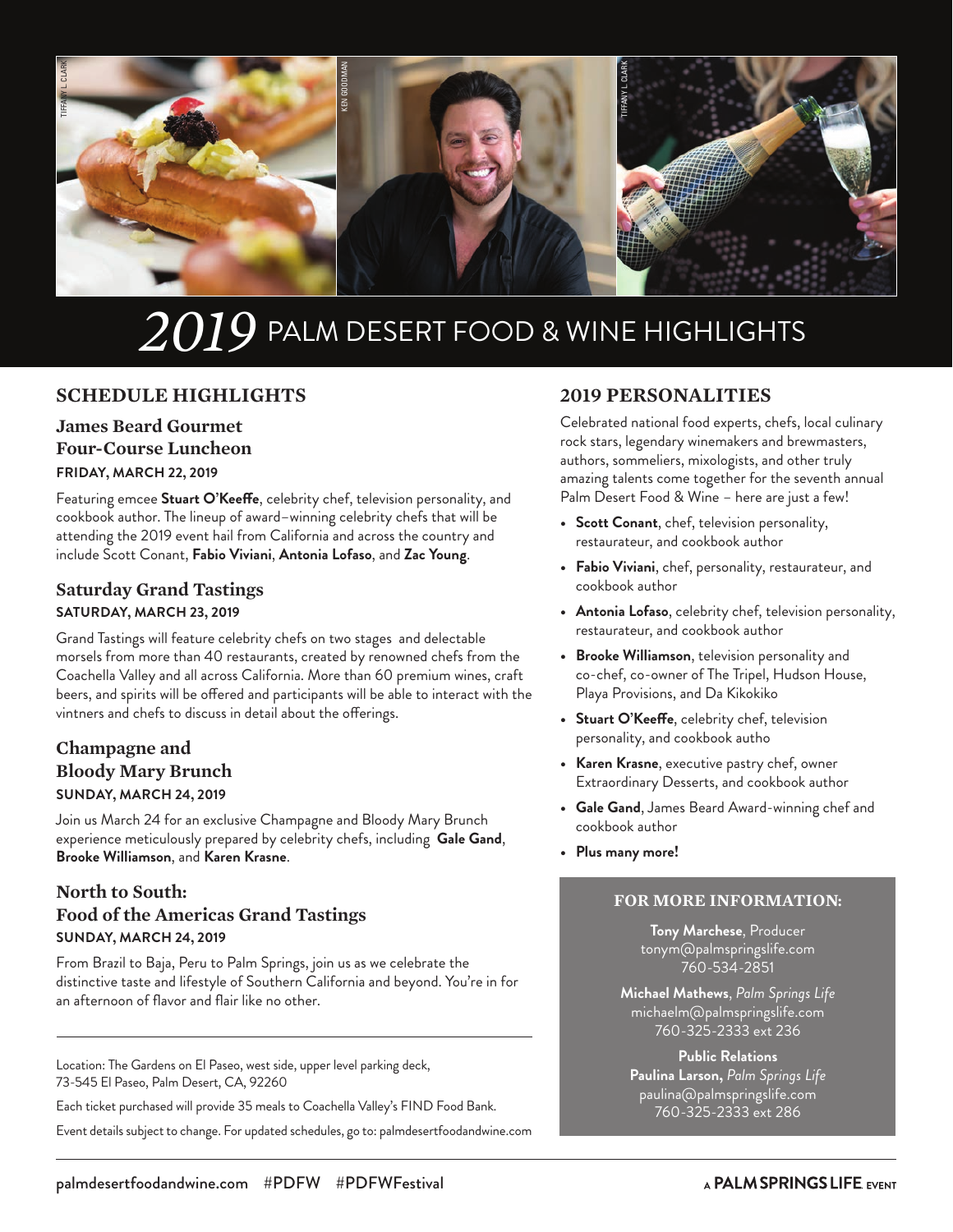# 2019 PALM DESERT FOOD & WINE HIGHLIGHTS

## SCHEDULE HIGHLIGHTS

### James Beard Gourmet Four-Course Luncheon

**FRIDAY, MARCH 22, 2019**

Featuring emcee **Stuart O'Keeffe**, celebrity chef, television personality, and cookbook author. The lineup of award–winning celebrity chefs that will be attending the 2019 event hail from California and across the country and include Scott Conant, **Fabio Viviani**, **Antonia Lofaso**, and **Zac Young**.

### Saturday Grand Tastings

**SATURDAY, MARCH 23, 2019**

Grand Tastings will feature celebrity chefs on two stages and delectable morsels from more than 40 restaurants, created by renowned chefs from the Coachella Valley and all across California. More than 60 premium wines, craft beers, and spirits will be offered and participants will be able to interact with the vintners and chefs to discuss in detail about the offerings.

### Champagne and Bloody Mary Brunch

**SUNDAY, MARCH 24, 2019**

Join us March 24 for an exclusive Champagne and Bloody Mary Brunch experience meticulously prepared by celebrity chefs, including **Gale Gand**, **Brooke Williamson**, and **Karen Krasne**.

### North to South: Food of the Americas Grand Tastings

**SUNDAY, MARCH 24, 2019**

From Brazil to Baja, Peru to Palm Springs, join us as we celebrate the distinctive taste and lifestyle of Southern California and beyond. You're in for an afternoon of flavor and flair like no other.

---

Location: The Gardens on El Paseo, west side, upper level parking deck, 73-545 El Paseo, Palm Desert, CA, 92260

Each ticket purchased will provide 35 meals to Coachella Valley's FIND Food Bank.

Event details subject to change. For updated schedules, go to: palmdesertfoodandwine.com

## 2019 PERSONALITIES

Celebrated national food experts, chefs, local culinary rock stars, legendary winemakers and brewmasters, authors, sommeliers, mixologists, and other truly amazing talents come together for the seventh annual Palm Desert Food & Wine – here are just a few!

- **Scott Conant**, chef, television personality, restaurateur, and cookbook author
- **Fabio Viviani**, chef, personality, restaurateur, and cookbook author
- **Antonia Lofaso**, celebrity chef, television personality, restaurateur, and cookbook author
- **Brooke Williamson**, television personality and co-chef, co-owner of The Tripel, Hudson House, Playa Provisions, and Da Kikokiko
- **Stuart O'Keeffe**, celebrity chef, television personality, and cookbook autho
- **Karen Krasne**, executive pastry chef, owner Extraordinary Desserts, and cookbook author
- **Gale Gand**, James Beard Award-winning chef and cookbook author
- **Plus many more!**

### FOR MORE INFORMATION:

**Tony Marchese**, Producer
tonym@palmspringslife.com
760-534-2851

**Michael Mathews**, *Palm Springs Life*
michaelm@palmspringslife.com
760-325-2333 ext 236

**Public Relations**
**Paulina Larson,** *Palm Springs Life*
paulina@palmspringslife.com
760-325-2333 ext 286

palmdesertfoodandwine.com #PDFW #PDFWFestival

A PALM SPRINGS LIFE EVENT